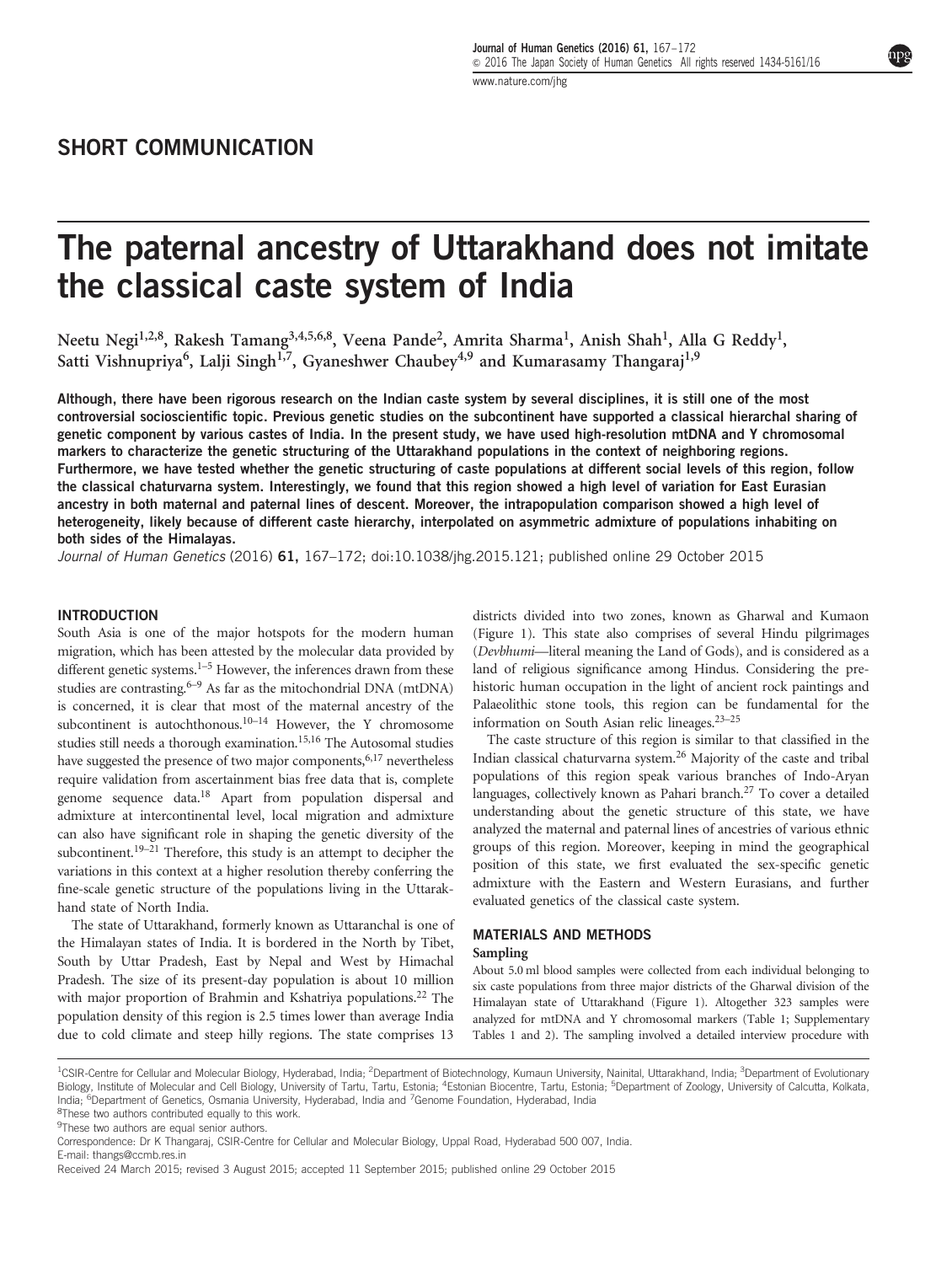## SHORT COMMUNICATION

# The paternal ancestry of Uttarakhand does not imitate the classical caste system of India

Neetu Negi[1,2,8], Rakesh Tamang[3,4,5,6,8], Veena Pande[2], Amrita Sharma[1], Anish Shah[1], Alla G Reddy[1], Satti Vishnupriya[6], Lalji Singh[1,7], Gyaneshwer Chaubey[4,9] and Kumarasamy Thangaraj[1,9]

**Although, there have been rigorous research on the Indian caste system by several disciplines, it is still one of the most controversial socioscientific topic. Previous genetic studies on the subcontinent have supported a classical hierarchal sharing of genetic component by various castes of India. In the present study, we have used high-resolution mtDNA and Y chromosomal markers to characterize the genetic structuring of the Uttarakhand populations in the context of neighboring regions. Furthermore, we have tested whether the genetic structuring of caste populations at different social levels of this region, follow the classical chaturvarna system. Interestingly, we found that this region showed a high level of variation for East Eurasian ancestry in both maternal and paternal lines of descent. Moreover, the intrapopulation comparison showed a high level of heterogeneity, likely because of different caste hierarchy, interpolated on asymmetric admixture of populations inhabiting on both sides of the Himalayas.**

*Journal of Human Genetics* (2016) **61,** 167–172; doi:10.1038/jhg.2015.121; published online 29 October 2015

## INTRODUCTION

South Asia is one of the major hotspots for the modern human migration, which has been attested by the molecular data provided by different genetic systems.[1–5] However, the inferences drawn from these studies are contrasting.[6–9] As far as the mitochondrial DNA (mtDNA) is concerned, it is clear that most of the maternal ancestry of the subcontinent is autochthonous.[10–14] However, the Y chromosome studies still needs a thorough examination.[15,16] The Autosomal studies have suggested the presence of two major components,[6,17] nevertheless require validation from ascertainment bias free data that is, complete genome sequence data.[18] Apart from population dispersal and admixture at intercontinental level, local migration and admixture can also have significant role in shaping the genetic diversity of the subcontinent.[19–21] Therefore, this study is an attempt to decipher the variations in this context at a higher resolution thereby conferring the fine-scale genetic structure of the populations living in the Uttarakhand state of North India.

The state of Uttarakhand, formerly known as Uttaranchal is one of the Himalayan states of India. It is bordered in the North by Tibet, South by Uttar Pradesh, East by Nepal and West by Himachal Pradesh. The size of its present-day population is about 10 million with major proportion of Brahmin and Kshatriya populations.[22] The population density of this region is 2.5 times lower than average India due to cold climate and steep hilly regions. The state comprises 13 districts divided into two zones, known as Gharwal and Kumaon (Figure 1). This state also comprises of several Hindu pilgrimages (*Devbhumi*—literal meaning the Land of Gods), and is considered as a land of religious significance among Hindus. Considering the prehistoric human occupation in the light of ancient rock paintings and Palaeolithic stone tools, this region can be fundamental for the information on South Asian relic lineages.[23–25]

The caste structure of this region is similar to that classified in the Indian classical chaturvarna system.[26] Majority of the caste and tribal populations of this region speak various branches of Indo-Aryan languages, collectively known as Pahari branch.[27] To cover a detailed understanding about the genetic structure of this state, we have analyzed the maternal and paternal lines of ancestries of various ethnic groups of this region. Moreover, keeping in mind the geographical position of this state, we first evaluated the sex-specific genetic admixture with the Eastern and Western Eurasians, and further evaluated genetics of the classical caste system.

## MATERIALS AND METHODS

### Sampling

About 5.0 ml blood samples were collected from each individual belonging to six caste populations from three major districts of the Gharwal division of the Himalayan state of Uttarakhand (Figure 1). Altogether 323 samples were analyzed for mtDNA and Y chromosomal markers (Table 1; Supplementary Tables 1 and 2). The sampling involved a detailed interview procedure with

---

[1]CSIR-Centre for Cellular and Molecular Biology, Hyderabad, India; [2]Department of Biotechnology, Kumaun University, Nainital, Uttarakhand, India; [3]Department of Evolutionary Biology, Institute of Molecular and Cell Biology, University of Tartu, Tartu, Estonia; [4]Estonian Biocentre, Tartu, Estonia; [5]Department of Zoology, University of Calcutta, Kolkata, India; [6]Department of Genetics, Osmania University, Hyderabad, India and [7]Genome Foundation, Hyderabad, India

[8]These two authors contributed equally to this work.

[9]These two authors are equal senior authors.

Correspondence: Dr K Thangaraj, CSIR-Centre for Cellular and Molecular Biology, Uppal Road, Hyderabad 500 007, India.
E-mail: thangs@ccmb.res.in

Received 24 March 2015; revised 3 August 2015; accepted 11 September 2015; published online 29 October 2015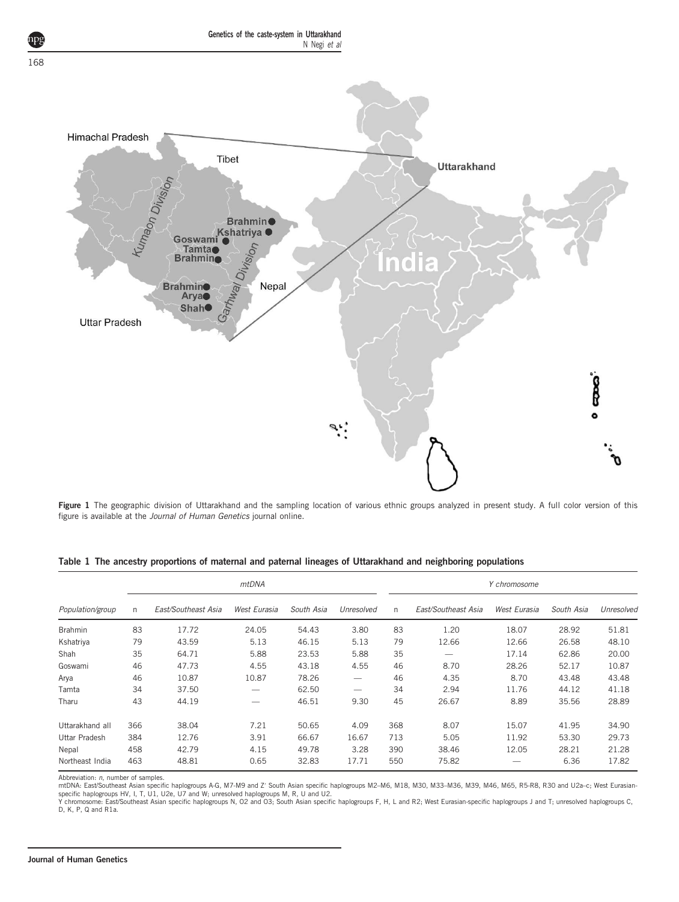Himachal Pradesh

Tibet

Uttarakhand

Kumaon Division

Garhwal Division

Brahmin

Kshatriya

Goswami

Tamta

Brahmin

Brahmin

Arya

Shah

Nepal

Uttar Pradesh

India

**Figure 1** The geographic division of Uttarakhand and the sampling location of various ethnic groups analyzed in present study. A full color version of this figure is available at the *Journal of Human Genetics* journal online.

**Table 1 The ancestry proportions of maternal and paternal lineages of Uttarakhand and neighboring populations**

| | *mtDNA* | | | | | *Y chromosome* | | | | |
|---|---|---|---|---|---|---|---|---|---|---|
| *Population/group* | n | *East/Southeast Asia* | *West Eurasia* | *South Asia* | *Unresolved* | n | *East/Southeast Asia* | *West Eurasia* | *South Asia* | *Unresolved* |
| Brahmin | 83 | 17.72 | 24.05 | 54.43 | 3.80 | 83 | 1.20 | 18.07 | 28.92 | 51.81 |
| Kshatriya | 79 | 43.59 | 5.13 | 46.15 | 5.13 | 79 | 12.66 | 12.66 | 26.58 | 48.10 |
| Shah | 35 | 64.71 | 5.88 | 23.53 | 5.88 | 35 | — | 17.14 | 62.86 | 20.00 |
| Goswami | 46 | 47.73 | 4.55 | 43.18 | 4.55 | 46 | 8.70 | 28.26 | 52.17 | 10.87 |
| Arya | 46 | 10.87 | 10.87 | 78.26 | — | 46 | 4.35 | 8.70 | 43.48 | 43.48 |
| Tamta | 34 | 37.50 | — | 62.50 | — | 34 | 2.94 | 11.76 | 44.12 | 41.18 |
| Tharu | 43 | 44.19 | — | 46.51 | 9.30 | 45 | 26.67 | 8.89 | 35.56 | 28.89 |
| Uttarakhand all | 366 | 38.04 | 7.21 | 50.65 | 4.09 | 368 | 8.07 | 15.07 | 41.95 | 34.90 |
| Uttar Pradesh | 384 | 12.76 | 3.91 | 66.67 | 16.67 | 713 | 5.05 | 11.92 | 53.30 | 29.73 |
| Nepal | 458 | 42.79 | 4.15 | 49.78 | 3.28 | 390 | 38.46 | 12.05 | 28.21 | 21.28 |
| Northeast India | 463 | 48.81 | 0.65 | 32.83 | 17.71 | 550 | 75.82 | — | 6.36 | 17.82 |

Abbreviation: *n*, number of samples.
mtDNA: East/Southeast Asian specific haplogroups A-G, M7-M9 and Z' South Asian specific haplogroups M2–M6, M18, M30, M33–M36, M39, M46, M65, R5-R8, R30 and U2a–c; West Eurasian-specific haplogroups HV, I, T, U1, U2e, U7 and W; unresolved haplogroups M, R, U and U2.
Y chromosome: East/Southeast Asian specific haplogroups N, O2 and O3; South Asian specific haplogroups F, H, L and R2; West Eurasian-specific haplogroups J and T; unresolved haplogroups C, D, K, P, Q and R1a.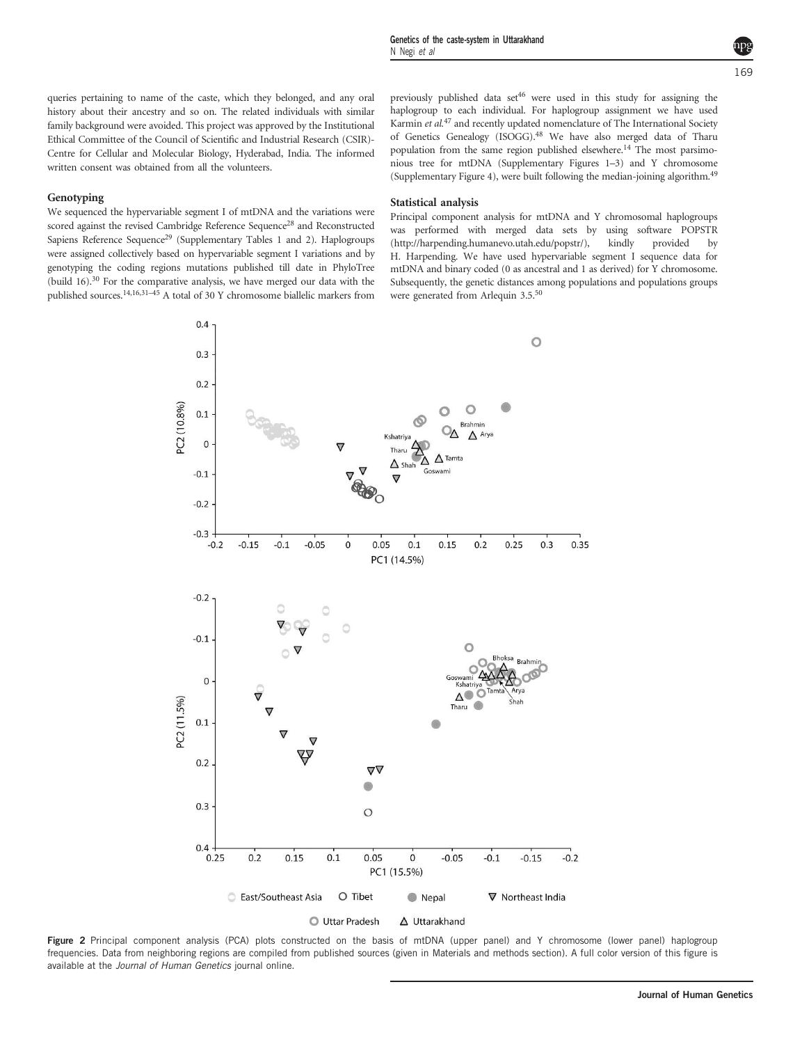queries pertaining to name of the caste, which they belonged, and any oral history about their ancestry and so on. The related individuals with similar family background were avoided. This project was approved by the Institutional Ethical Committee of the Council of Scientific and Industrial Research (CSIR)-Centre for Cellular and Molecular Biology, Hyderabad, India. The informed written consent was obtained from all the volunteers.

### Genotyping

We sequenced the hypervariable segment I of mtDNA and the variations were scored against the revised Cambridge Reference Sequence[28] and Reconstructed Sapiens Reference Sequence[29] (Supplementary Tables 1 and 2). Haplogroups were assigned collectively based on hypervariable segment I variations and by genotyping the coding regions mutations published till date in PhyloTree (build 16).[30] For the comparative analysis, we have merged our data with the published sources.[14,16,31–45] A total of 30 Y chromosome biallelic markers from previously published data set[46] were used in this study for assigning the haplogroup to each individual. For haplogroup assignment we have used Karmin *et al.*[47] and recently updated nomenclature of The International Society of Genetics Genealogy (ISOGG).[48] We have also merged data of Tharu population from the same region published elsewhere.[14] The most parsimonious tree for mtDNA (Supplementary Figures 1–3) and Y chromosome (Supplementary Figure 4), were built following the median-joining algorithm.[49]

### Statistical analysis

Principal component analysis for mtDNA and Y chromosomal haplogroups was performed with merged data sets by using software POPSTR (http://harpending.humanevo.utah.edu/popstr/), kindly provided by H. Harpending. We have used hypervariable segment I sequence data for mtDNA and binary coded (0 as ancestral and 1 as derived) for Y chromosome. Subsequently, the genetic distances among populations and populations groups were generated from Arlequin 3.5.[50]

PC2 (10.8%)
PC1 (14.5%)
Brahmin
Arya
Kshatriya
Tharu
Tamta
Shah
Goswami

PC2 (11.5%)
PC1 (15.5%)
Bhoksa
Brahmin
Goswami
Kshatriya
Tamta
Arya
Shah
Tharu

East/Southeast Asia
Tibet
Nepal
Northeast India
Uttar Pradesh
Uttarakhand

**Figure 2** Principal component analysis (PCA) plots constructed on the basis of mtDNA (upper panel) and Y chromosome (lower panel) haplogroup frequencies. Data from neighboring regions are compiled from published sources (given in Materials and methods section). A full color version of this figure is available at the *Journal of Human Genetics* journal online.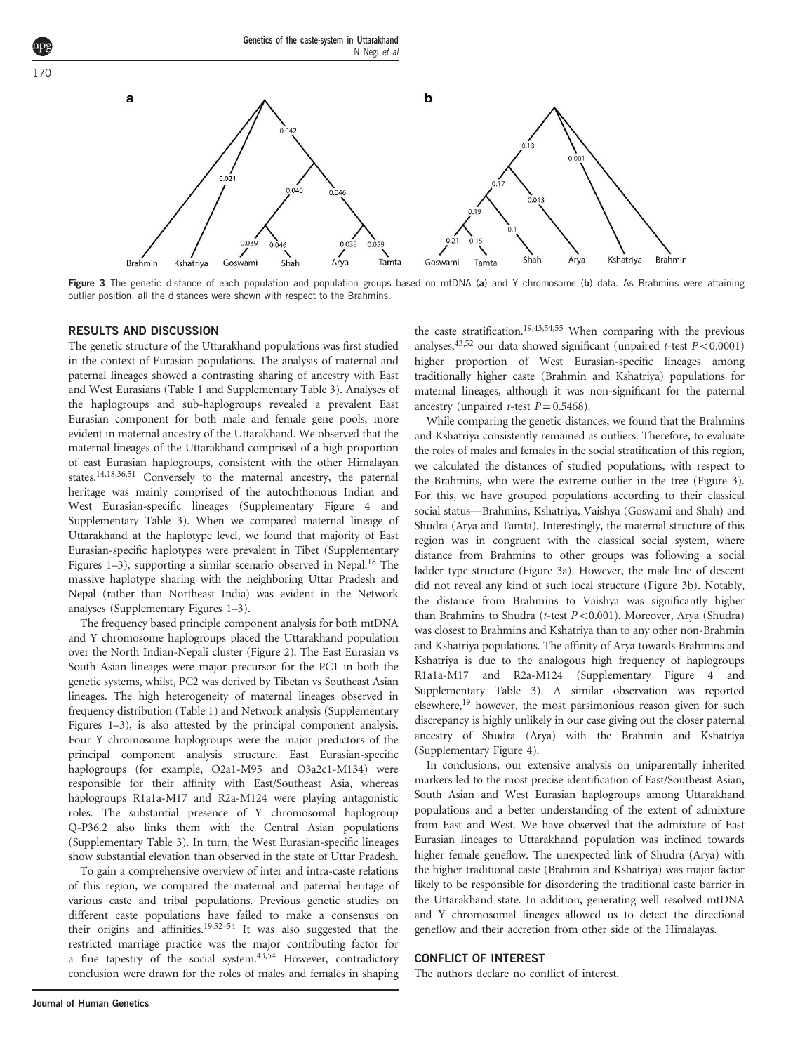a

0.042

0.021

0.040

0.046

0.039

0.046

0.038

0.059

Brahmin

Kshatriya

Goswami

Shah

Arya

Tamta

b

0.13

0.001

0.17

0.013

0.19

0.1

0.21

0.15

Goswami

Tamta

Shah

Arya

Kshatriya

Brahmin

**Figure 3** The genetic distance of each population and population groups based on mtDNA (**a**) and Y chromosome (**b**) data. As Brahmins were attaining outlier position, all the distances were shown with respect to the Brahmins.

## RESULTS AND DISCUSSION

The genetic structure of the Uttarakhand populations was first studied in the context of Eurasian populations. The analysis of maternal and paternal lineages showed a contrasting sharing of ancestry with East and West Eurasians (Table 1 and Supplementary Table 3). Analyses of the haplogroups and sub-haplogroups revealed a prevalent East Eurasian component for both male and female gene pools, more evident in maternal ancestry of the Uttarakhand. We observed that the maternal lineages of the Uttarakhand comprised of a high proportion of east Eurasian haplogroups, consistent with the other Himalayan states.[14,18,36,51] Conversely to the maternal ancestry, the paternal heritage was mainly comprised of the autochthonous Indian and West Eurasian-specific lineages (Supplementary Figure 4 and Supplementary Table 3). When we compared maternal lineage of Uttarakhand at the haplotype level, we found that majority of East Eurasian-specific haplotypes were prevalent in Tibet (Supplementary Figures 1–3), supporting a similar scenario observed in Nepal.[18] The massive haplotype sharing with the neighboring Uttar Pradesh and Nepal (rather than Northeast India) was evident in the Network analyses (Supplementary Figures 1–3).

The frequency based principle component analysis for both mtDNA and Y chromosome haplogroups placed the Uttarakhand population over the North Indian-Nepali cluster (Figure 2). The East Eurasian vs South Asian lineages were major precursor for the PC1 in both the genetic systems, whilst, PC2 was derived by Tibetan vs Southeast Asian lineages. The high heterogeneity of maternal lineages observed in frequency distribution (Table 1) and Network analysis (Supplementary Figures 1–3), is also attested by the principal component analysis. Four Y chromosome haplogroups were the major predictors of the principal component analysis structure. East Eurasian-specific haplogroups (for example, O2a1-M95 and O3a2c1-M134) were responsible for their affinity with East/Southeast Asia, whereas haplogroups R1a1a-M17 and R2a-M124 were playing antagonistic roles. The substantial presence of Y chromosomal haplogroup Q-P36.2 also links them with the Central Asian populations (Supplementary Table 3). In turn, the West Eurasian-specific lineages show substantial elevation than observed in the state of Uttar Pradesh.

To gain a comprehensive overview of inter and intra-caste relations of this region, we compared the maternal and paternal heritage of various caste and tribal populations. Previous genetic studies on different caste populations have failed to make a consensus on their origins and affinities.[19,52–54] It was also suggested that the restricted marriage practice was the major contributing factor for a fine tapestry of the social system.[43,54] However, contradictory conclusion were drawn for the roles of males and females in shaping the caste stratification.[19,43,54,55] When comparing with the previous analyses,[43,52] our data showed significant (unpaired *t*-test $P<0.0001$) higher proportion of West Eurasian-specific lineages among traditionally higher caste (Brahmin and Kshatriya) populations for maternal lineages, although it was non-significant for the paternal ancestry (unpaired *t*-test $P=0.5468$).

While comparing the genetic distances, we found that the Brahmins and Kshatriya consistently remained as outliers. Therefore, to evaluate the roles of males and females in the social stratification of this region, we calculated the distances of studied populations, with respect to the Brahmins, who were the extreme outlier in the tree (Figure 3). For this, we have grouped populations according to their classical social status—Brahmins, Kshatriya, Vaishya (Goswami and Shah) and Shudra (Arya and Tamta). Interestingly, the maternal structure of this region was in congruent with the classical social system, where distance from Brahmins to other groups was following a social ladder type structure (Figure 3a). However, the male line of descent did not reveal any kind of such local structure (Figure 3b). Notably, the distance from Brahmins to Vaishya was significantly higher than Brahmins to Shudra (*t*-test $P<0.001$). Moreover, Arya (Shudra) was closest to Brahmins and Kshatriya than to any other non-Brahmin and Kshatriya populations. The affinity of Arya towards Brahmins and Kshatriya is due to the analogous high frequency of haplogroups R1a1a-M17 and R2a-M124 (Supplementary Figure 4 and Supplementary Table 3). A similar observation was reported elsewhere,[19] however, the most parsimonious reason given for such discrepancy is highly unlikely in our case giving out the closer paternal ancestry of Shudra (Arya) with the Brahmin and Kshatriya (Supplementary Figure 4).

In conclusions, our extensive analysis on uniparentally inherited markers led to the most precise identification of East/Southeast Asian, South Asian and West Eurasian haplogroups among Uttarakhand populations and a better understanding of the extent of admixture from East and West. We have observed that the admixture of East Eurasian lineages to Uttarakhand population was inclined towards higher female geneflow. The unexpected link of Shudra (Arya) with the higher traditional caste (Brahmin and Kshatriya) was major factor likely to be responsible for disordering the traditional caste barrier in the Uttarakhand state. In addition, generating well resolved mtDNA and Y chromosomal lineages allowed us to detect the directional geneflow and their accretion from other side of the Himalayas.

## CONFLICT OF INTEREST

The authors declare no conflict of interest.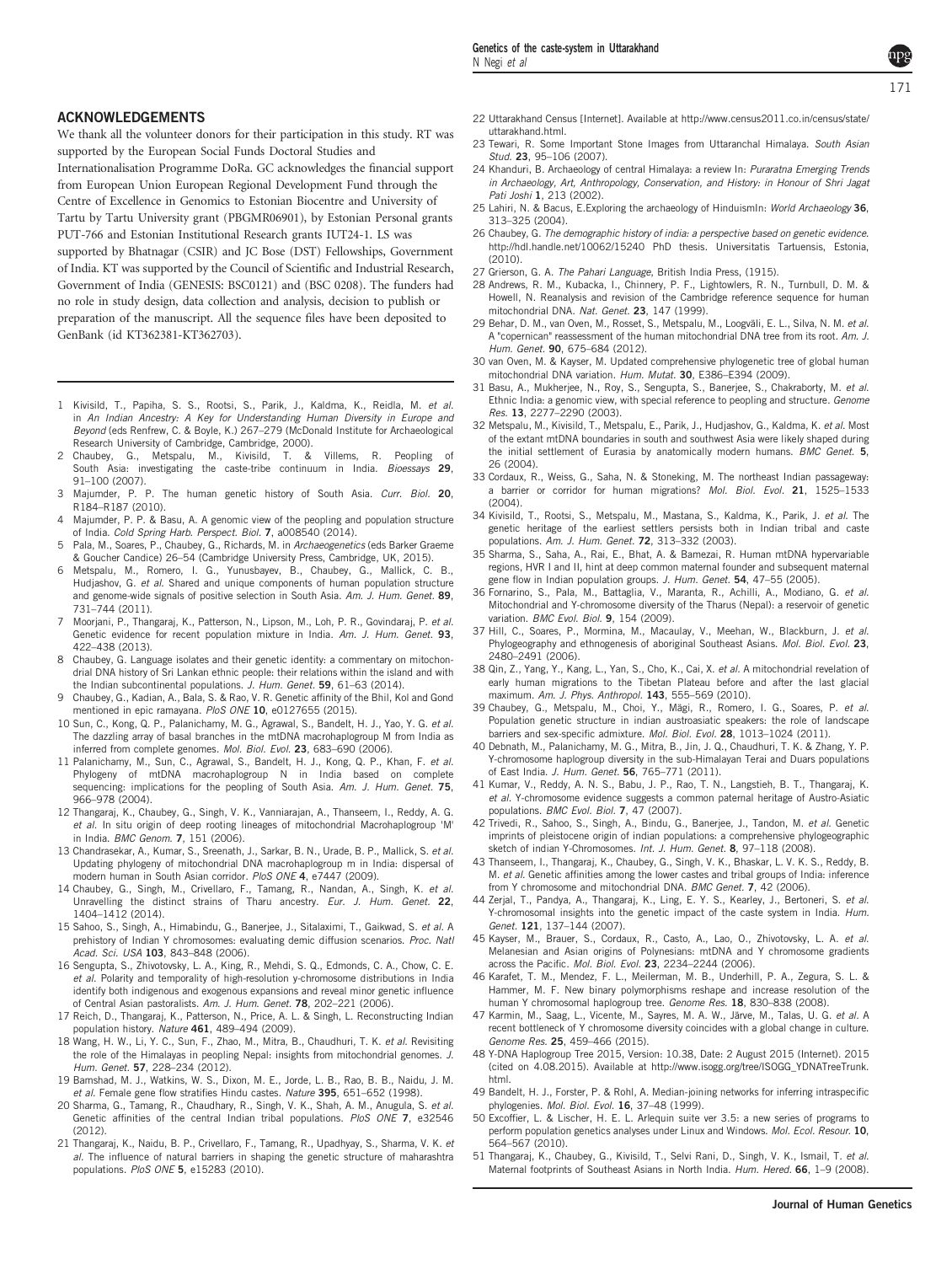## ACKNOWLEDGEMENTS

We thank all the volunteer donors for their participation in this study. RT was supported by the European Social Funds Doctoral Studies and Internationalisation Programme DoRa. GC acknowledges the financial support from European Union European Regional Development Fund through the Centre of Excellence in Genomics to Estonian Biocentre and University of Tartu by Tartu University grant (PBGMR06901), by Estonian Personal grants PUT-766 and Estonian Institutional Research grants IUT24-1. LS was supported by Bhatnagar (CSIR) and JC Bose (DST) Fellowships, Government of India. KT was supported by the Council of Scientific and Industrial Research, Government of India (GENESIS: BSC0121) and (BSC 0208). The funders had no role in study design, data collection and analysis, decision to publish or preparation of the manuscript. All the sequence files have been deposited to GenBank (id KT362381-KT362703).

1 Kivisild, T., Papiha, S. S., Rootsi, S., Parik, J., Kaldma, K., Reidla, M. *et al.* in *An Indian Ancestry: A Key for Understanding Human Diversity in Europe and Beyond* (eds Renfrew, C. & Boyle, K.) 267–279 (McDonald Institute for Archaeological Research University of Cambridge, Cambridge, 2000).
2 Chaubey, G., Metspalu, M., Kivisild, T. & Villems, R. Peopling of South Asia: investigating the caste-tribe continuum in India. *Bioessays* **29**, 91–100 (2007).
3 Majumder, P. P. The human genetic history of South Asia. *Curr. Biol.* **20**, R184–R187 (2010).
4 Majumder, P. P. & Basu, A. A genomic view of the peopling and population structure of India. *Cold Spring Harb. Perspect. Biol.* **7**, a008540 (2014).
5 Pala, M., Soares, P., Chaubey, G., Richards, M. in *Archaeogenetics* (eds Barker Graeme & Goucher Candice) 26–54 (Cambridge University Press, Cambridge, UK, 2015).
6 Metspalu, M., Romero, I. G., Yunusbayev, B., Chaubey, G., Mallick, C. B., Hudjashov, G. *et al.* Shared and unique components of human population structure and genome-wide signals of positive selection in South Asia. *Am. J. Hum. Genet.* **89**, 731–744 (2011).
7 Moorjani, P., Thangaraj, K., Patterson, N., Lipson, M., Loh, P. R., Govindaraj, P. *et al.* Genetic evidence for recent population mixture in India. *Am. J. Hum. Genet.* **93**, 422–438 (2013).
8 Chaubey, G. Language isolates and their genetic identity: a commentary on mitochondrial DNA history of Sri Lankan ethnic people: their relations within the island and with the Indian subcontinental populations. *J. Hum. Genet.* **59**, 61–63 (2014).
9 Chaubey, G., Kadian, A., Bala, S. & Rao, V. R. Genetic affinity of the Bhil, Kol and Gond mentioned in epic ramayana. *PloS ONE* **10**, e0127655 (2015).
10 Sun, C., Kong, Q. P., Palanichamy, M. G., Agrawal, S., Bandelt, H. J., Yao, Y. G. *et al.* The dazzling array of basal branches in the mtDNA macrohaplogroup M from India as inferred from complete genomes. *Mol. Biol. Evol.* **23**, 683–690 (2006).
11 Palanichamy, M., Sun, C., Agrawal, S., Bandelt, H. J., Kong, Q. P., Khan, F. *et al.* Phylogeny of mtDNA macrohaplogroup N in India based on complete sequencing: implications for the peopling of South Asia. *Am. J. Hum. Genet.* **75**, 966–978 (2004).
12 Thangaraj, K., Chaubey, G., Singh, V. K., Vanniarajan, A., Thanseem, I., Reddy, A. G. *et al.* In situ origin of deep rooting lineages of mitochondrial Macrohaplogroup 'M' in India. *BMC Genom.* **7**, 151 (2006).
13 Chandrasekar, A., Kumar, S., Sreenath, J., Sarkar, B. N., Urade, B. P., Mallick, S. *et al.* Updating phylogeny of mitochondrial DNA macrohaplogroup m in India: dispersal of modern human in South Asian corridor. *PloS ONE* **4**, e7447 (2009).
14 Chaubey, G., Singh, M., Crivellaro, F., Tamang, R., Nandan, A., Singh, K. *et al.* Unravelling the distinct strains of Tharu ancestry. *Eur. J. Hum. Genet.* **22**, 1404–1412 (2014).
15 Sahoo, S., Singh, A., Himabindu, G., Banerjee, J., Sitalaximi, T., Gaikwad, S. *et al.* A prehistory of Indian Y chromosomes: evaluating demic diffusion scenarios. *Proc. Natl Acad. Sci. USA* **103**, 843–848 (2006).
16 Sengupta, S., Zhivotovsky, L. A., King, R., Mehdi, S. Q., Edmonds, C. A., Chow, C. E. *et al.* Polarity and temporality of high-resolution y-chromosome distributions in India identify both indigenous and exogenous expansions and reveal minor genetic influence of Central Asian pastoralists. *Am. J. Hum. Genet.* **78**, 202–221 (2006).
17 Reich, D., Thangaraj, K., Patterson, N., Price, A. L. & Singh, L. Reconstructing Indian population history. *Nature* **461**, 489–494 (2009).
18 Wang, H. W., Li, Y. C., Sun, F., Zhao, M., Mitra, B., Chaudhuri, T. K. *et al.* Revisiting the role of the Himalayas in peopling Nepal: insights from mitochondrial genomes. *J. Hum. Genet.* **57**, 228–234 (2012).
19 Bamshad, M. J., Watkins, W. S., Dixon, M. E., Jorde, L. B., Rao, B. B., Naidu, J. M. *et al.* Female gene flow stratifies Hindu castes. *Nature* **395**, 651–652 (1998).
20 Sharma, G., Tamang, R., Chaudhary, R., Singh, V. K., Shah, A. M., Anugula, S. *et al.* Genetic affinities of the central Indian tribal populations. *PloS ONE* **7**, e32546 (2012).
21 Thangaraj, K., Naidu, B. P., Crivellaro, F., Tamang, R., Upadhyay, S., Sharma, V. K. *et al.* The influence of natural barriers in shaping the genetic structure of maharashtra populations. *PloS ONE* **5**, e15283 (2010).
22 Uttarakhand Census [Internet]. Available at http://www.census2011.co.in/census/state/uttarakhand.html.
23 Tewari, R. Some Important Stone Images from Uttaranchal Himalaya. *South Asian Stud.* **23**, 95–106 (2007).
24 Khanduri, B. Archaeology of central Himalaya: a review In: *Puraratna Emerging Trends in Archaeology, Art, Anthropology, Conservation, and History: in Honour of Shri Jagat Pati Joshi* **1**, 213 (2002).
25 Lahiri, N. & Bacus, E.Exploring the archaeology of HinduismIn: *World Archaeology* **36**, 313–325 (2004).
26 Chaubey, G. *The demographic history of india: a perspective based on genetic evidence.* http://hdl.handle.net/10062/15240 PhD thesis. Universitatis Tartuensis, Estonia, (2010).
27 Grierson, G. A. *The Pahari Language*, British India Press, (1915).
28 Andrews, R. M., Kubacka, I., Chinnery, P. F., Lightowlers, R. N., Turnbull, D. M. & Howell, N. Reanalysis and revision of the Cambridge reference sequence for human mitochondrial DNA. *Nat. Genet.* **23**, 147 (1999).
29 Behar, D. M., van Oven, M., Rosset, S., Metspalu, M., Loogväli, E. L., Silva, N. M. *et al.* A "copernican" reassessment of the human mitochondrial DNA tree from its root. *Am. J. Hum. Genet.* **90**, 675–684 (2012).
30 van Oven, M. & Kayser, M. Updated comprehensive phylogenetic tree of global human mitochondrial DNA variation. *Hum. Mutat.* **30**, E386–E394 (2009).
31 Basu, A., Mukherjee, N., Roy, S., Sengupta, S., Banerjee, S., Chakraborty, M. *et al.* Ethnic India: a genomic view, with special reference to peopling and structure. *Genome Res.* **13**, 2277–2290 (2003).
32 Metspalu, M., Kivisild, T., Metspalu, E., Parik, J., Hudjashov, G., Kaldma, K. *et al.* Most of the extant mtDNA boundaries in south and southwest Asia were likely shaped during the initial settlement of Eurasia by anatomically modern humans. *BMC Genet.* **5**, 26 (2004).
33 Cordaux, R., Weiss, G., Saha, N. & Stoneking, M. The northeast Indian passageway: a barrier or corridor for human migrations? *Mol. Biol. Evol.* **21**, 1525–1533 (2004).
34 Kivisild, T., Rootsi, S., Metspalu, M., Mastana, S., Kaldma, K., Parik, J. *et al.* The genetic heritage of the earliest settlers persists both in Indian tribal and caste populations. *Am. J. Hum. Genet.* **72**, 313–332 (2003).
35 Sharma, S., Saha, A., Rai, E., Bhat, A. & Bamezai, R. Human mtDNA hypervariable regions, HVR I and II, hint at deep common maternal founder and subsequent maternal gene flow in Indian population groups. *J. Hum. Genet.* **54**, 47–55 (2005).
36 Fornarino, S., Pala, M., Battaglia, V., Maranta, R., Achilli, A., Modiano, G. *et al.* Mitochondrial and Y-chromosome diversity of the Tharus (Nepal): a reservoir of genetic variation. *BMC Evol. Biol.* **9**, 154 (2009).
37 Hill, C., Soares, P., Mormina, M., Macaulay, V., Meehan, W., Blackburn, J. *et al.* Phylogeography and ethnogenesis of aboriginal Southeast Asians. *Mol. Biol. Evol.* **23**, 2480–2491 (2006).
38 Qin, Z., Yang, Y., Kang, L., Yan, S., Cho, K., Cai, X. *et al.* A mitochondrial revelation of early human migrations to the Tibetan Plateau before and after the last glacial maximum. *Am. J. Phys. Anthropol.* **143**, 555–569 (2010).
39 Chaubey, G., Metspalu, M., Choi, Y., Mägi, R., Romero, I. G., Soares, P. *et al.* Population genetic structure in indian austroasiatic speakers: the role of landscape barriers and sex-specific admixture. *Mol. Biol. Evol.* **28**, 1013–1024 (2011).
40 Debnath, M., Palanichamy, M. G., Mitra, B., Jin, J. Q., Chaudhuri, T. K. & Zhang, Y. P. Y-chromosome haplogroup diversity in the sub-Himalayan Terai and Duars populations of East India. *J. Hum. Genet.* **56**, 765–771 (2011).
41 Kumar, V., Reddy, A. N. S., Babu, J. P., Rao, T. N., Langstieh, B. T., Thangaraj, K. *et al.* Y-chromosome evidence suggests a common paternal heritage of Austro-Asiatic populations. *BMC Evol. Biol.* **7**, 47 (2007).
42 Trivedi, R., Sahoo, S., Singh, A., Bindu, G., Banerjee, J., Tandon, M. *et al.* Genetic imprints of pleistocene origin of indian populations: a comprehensive phylogeographic sketch of indian Y-Chromosomes. *Int. J. Hum. Genet.* **8**, 97–118 (2008).
43 Thanseem, I., Thangaraj, K., Chaubey, G., Singh, V. K., Bhaskar, L. V. K. S., Reddy, B. M. *et al.* Genetic affinities among the lower castes and tribal groups of India: inference from Y chromosome and mitochondrial DNA. *BMC Genet.* **7**, 42 (2006).
44 Zerjal, T., Pandya, A., Thangaraj, K., Ling, E. Y. S., Kearley, J., Bertoneri, S. *et al.* Y-chromosomal insights into the genetic impact of the caste system in India. *Hum. Genet.* **121**, 137–144 (2007).
45 Kayser, M., Brauer, S., Cordaux, R., Casto, A., Lao, O., Zhivotovsky, L. A. *et al.* Melanesian and Asian origins of Polynesians: mtDNA and Y chromosome gradients across the Pacific. *Mol. Biol. Evol.* **23**, 2234–2244 (2006).
46 Karafet, T. M., Mendez, F. L., Meilerman, M. B., Underhill, P. A., Zegura, S. L. & Hammer, M. F. New binary polymorphisms reshape and increase resolution of the human Y chromosomal haplogroup tree. *Genome Res.* **18**, 830–838 (2008).
47 Karmin, M., Saag, L., Vicente, M., Sayres, M. A. W., Järve, M., Talas, U. G. *et al.* A recent bottleneck of Y chromosome diversity coincides with a global change in culture. *Genome Res.* **25**, 459–466 (2015).
48 Y-DNA Haplogroup Tree 2015, Version: 10.38, Date: 2 August 2015 (Internet). 2015 (cited on 4.08.2015). Available at http://www.isogg.org/tree/ISOGG_YDNATreeTrunk.html.
49 Bandelt, H. J., Forster, P. & Rohl, A. Median-joining networks for inferring intraspecific phylogenies. *Mol. Biol. Evol.* **16**, 37–48 (1999).
50 Excoffier, L. & Lischer, H. E. L. Arlequin suite ver 3.5: a new series of programs to perform population genetics analyses under Linux and Windows. *Mol. Ecol. Resour.* **10**, 564–567 (2010).
51 Thangaraj, K., Chaubey, G., Kivisild, T., Selvi Rani, D., Singh, V. K., Ismail, T. *et al.* Maternal footprints of Southeast Asians in North India. *Hum. Hered.* **66**, 1–9 (2008).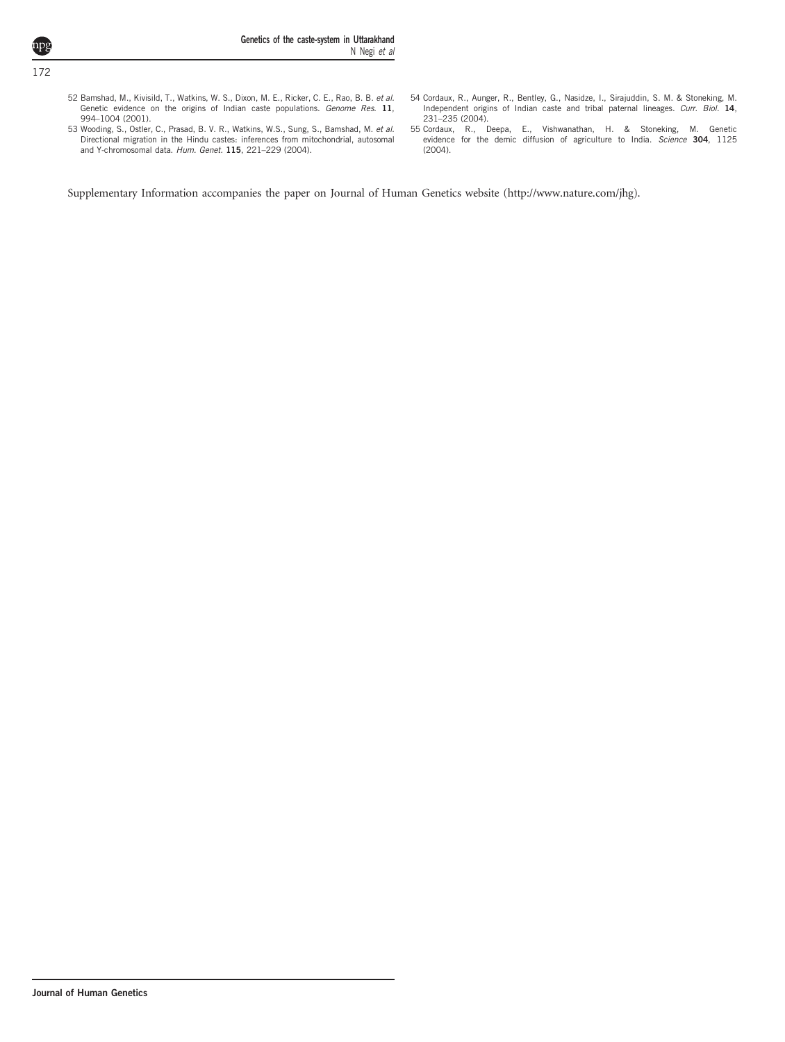52 Bamshad, M., Kivisild, T., Watkins, W. S., Dixon, M. E., Ricker, C. E., Rao, B. B. *et al.* Genetic evidence on the origins of Indian caste populations. *Genome Res.* **11**, 994–1004 (2001).

53 Wooding, S., Ostler, C., Prasad, B. V. R., Watkins, W.S., Sung, S., Bamshad, M. *et al.* Directional migration in the Hindu castes: inferences from mitochondrial, autosomal and Y-chromosomal data. *Hum. Genet.* **115**, 221–229 (2004).

54 Cordaux, R., Aunger, R., Bentley, G., Nasidze, I., Sirajuddin, S. M. & Stoneking, M. Independent origins of Indian caste and tribal paternal lineages. *Curr. Biol.* **14**, 231–235 (2004).

55 Cordaux, R., Deepa, E., Vishwanathan, H. & Stoneking, M. Genetic evidence for the demic diffusion of agriculture to India. *Science* **304**, 1125 (2004).

Supplementary Information accompanies the paper on Journal of Human Genetics website (http://www.nature.com/jhg).